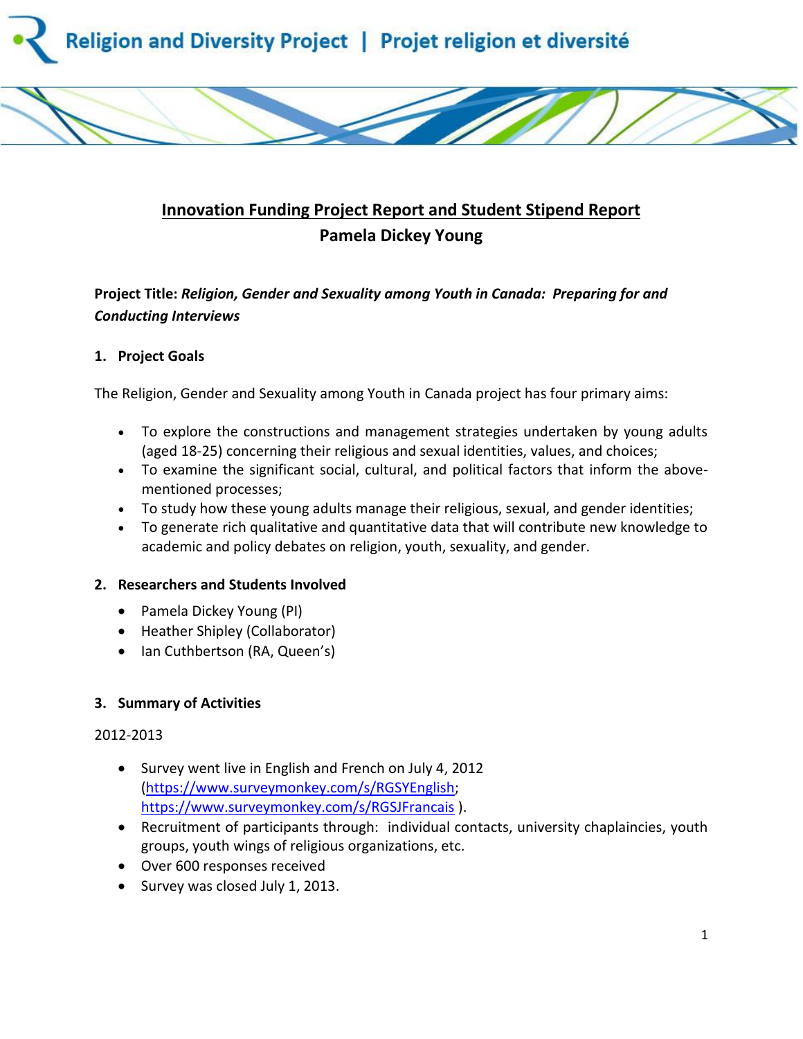Religion and Diversity Project | Projet religion et diversité

# Innovation Funding Project Report and Student Stipend Report

**Pamela Dickey Young**

**Project Title:** ***Religion, Gender and Sexuality among Youth in Canada: Preparing for and Conducting Interviews***

## 1. Project Goals

The Religion, Gender and Sexuality among Youth in Canada project has four primary aims:

- To explore the constructions and management strategies undertaken by young adults (aged 18-25) concerning their religious and sexual identities, values, and choices;
- To examine the significant social, cultural, and political factors that inform the above-mentioned processes;
- To study how these young adults manage their religious, sexual, and gender identities;
- To generate rich qualitative and quantitative data that will contribute new knowledge to academic and policy debates on religion, youth, sexuality, and gender.

## 2. Researchers and Students Involved

- Pamela Dickey Young (PI)
- Heather Shipley (Collaborator)
- Ian Cuthbertson (RA, Queen's)

## 3. Summary of Activities

2012-2013

- Survey went live in English and French on July 4, 2012 (https://www.surveymonkey.com/s/RGSYEnglish; https://www.surveymonkey.com/s/RGSJFrancais ).
- Recruitment of participants through: individual contacts, university chaplaincies, youth groups, youth wings of religious organizations, etc.
- Over 600 responses received
- Survey was closed July 1, 2013.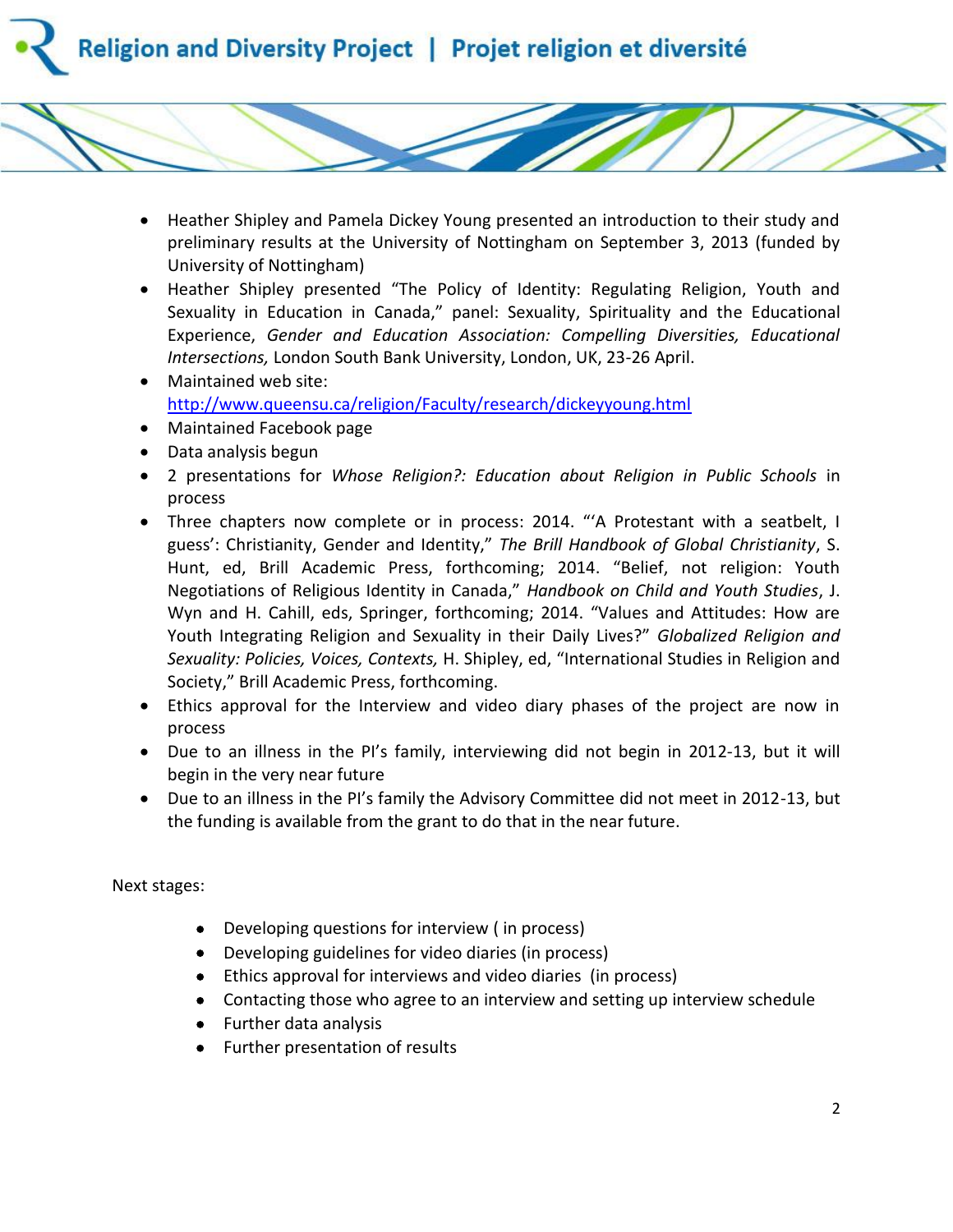- Heather Shipley and Pamela Dickey Young presented an introduction to their study and preliminary results at the University of Nottingham on September 3, 2013 (funded by University of Nottingham)
- Heather Shipley presented "The Policy of Identity: Regulating Religion, Youth and Sexuality in Education in Canada," panel: Sexuality, Spirituality and the Educational Experience, *Gender and Education Association: Compelling Diversities, Educational Intersections,* London South Bank University, London, UK, 23-26 April.
- Maintained web site: [http://www.queensu.ca/religion/Faculty/research/dickeyyoung.html](http://www.queensu.ca/religion/Faculty/research/dickeyyoung.html)
- Maintained Facebook page
- Data analysis begun
- 2 presentations for *Whose Religion?: Education about Religion in Public Schools* in process
- Three chapters now complete or in process: 2014. "'A Protestant with a seatbelt, I guess': Christianity, Gender and Identity," *The Brill Handbook of Global Christianity*, S. Hunt, ed, Brill Academic Press, forthcoming; 2014. "Belief, not religion: Youth Negotiations of Religious Identity in Canada," *Handbook on Child and Youth Studies*, J. Wyn and H. Cahill, eds, Springer, forthcoming; 2014. "Values and Attitudes: How are Youth Integrating Religion and Sexuality in their Daily Lives?" *Globalized Religion and Sexuality: Policies, Voices, Contexts,* H. Shipley, ed, "International Studies in Religion and Society," Brill Academic Press, forthcoming.
- Ethics approval for the Interview and video diary phases of the project are now in process
- Due to an illness in the PI's family, interviewing did not begin in 2012-13, but it will begin in the very near future
- Due to an illness in the PI's family the Advisory Committee did not meet in 2012-13, but the funding is available from the grant to do that in the near future.

Next stages:

- Developing questions for interview ( in process)
- Developing guidelines for video diaries (in process)
- Ethics approval for interviews and video diaries (in process)
- Contacting those who agree to an interview and setting up interview schedule
- Further data analysis
- Further presentation of results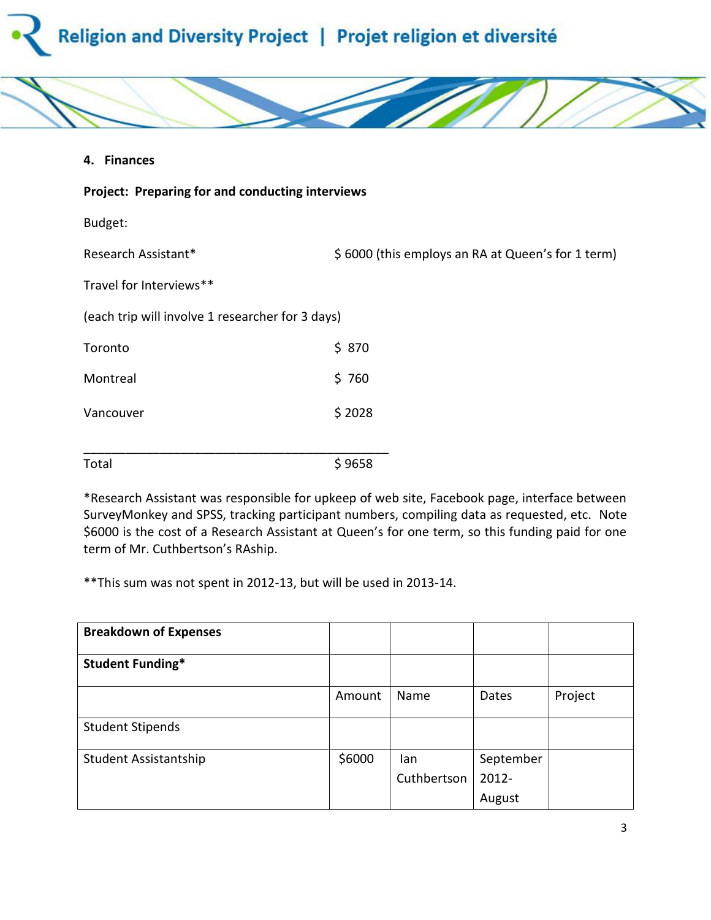## 4. Finances

**Project: Preparing for and conducting interviews**

Budget:

Research Assistant* $ 6000 (this employs an RA at Queen's for 1 term)

Travel for Interviews**

(each trip will involve 1 researcher for 3 days)

| | |
|---|---|
| Toronto | $ 870 |
| Montreal | $ 760 |
| Vancouver | $ 2028 |
| Total | $ 9658 |

*Research Assistant was responsible for upkeep of web site, Facebook page, interface between SurveyMonkey and SPSS, tracking participant numbers, compiling data as requested, etc. Note $6000 is the cost of a Research Assistant at Queen's for one term, so this funding paid for one term of Mr. Cuthbertson's RAship.

**This sum was not spent in 2012-13, but will be used in 2013-14.

| **Breakdown of Expenses** | | | | |
|---|---|---|---|---|
| **Student Funding*** | | | | |
| | Amount | Name | Dates | Project |
| Student Stipends | | | | |
| Student Assistantship | $6000 | Ian Cuthbertson | September 2012-August | |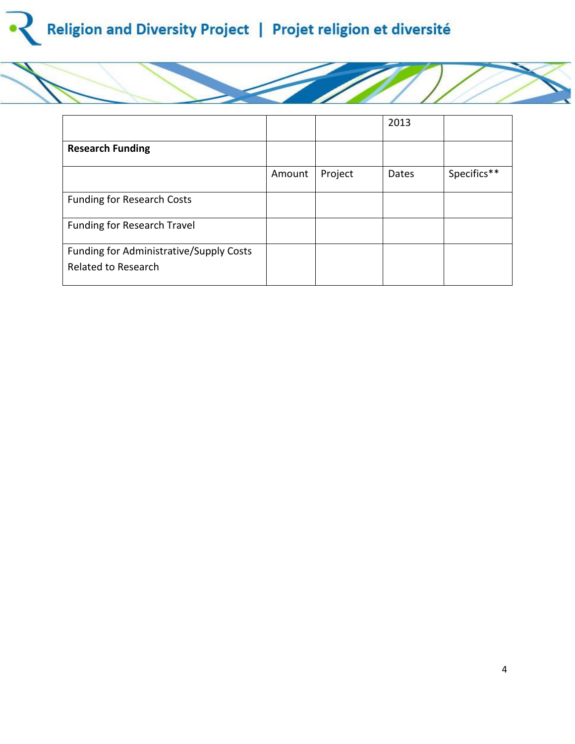| | | | | |
|---|---|---|---|---|
| | | | 2013 | |
| **Research Funding** | | | | |
| | Amount | Project | Dates | Specifics** |
| Funding for Research Costs | | | | |
| Funding for Research Travel | | | | |
| Funding for Administrative/Supply Costs Related to Research | | | | |